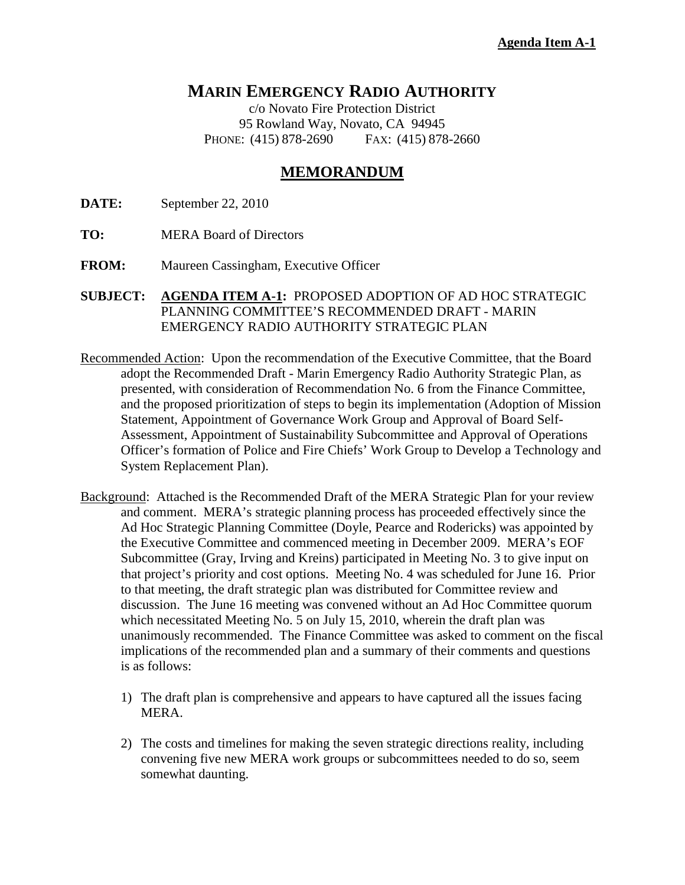**Agenda Item A-1**

# MARIN EMERGENCY RADIO AUTHORITY

c/o Novato Fire Protection District
95 Rowland Way, Novato, CA 94945
PHONE: (415) 878-2690 FAX: (415) 878-2660

## MEMORANDUM

**DATE:** September 22, 2010

**TO:** MERA Board of Directors

**FROM:** Maureen Cassingham, Executive Officer

**SUBJECT:** **AGENDA ITEM A-1:** PROPOSED ADOPTION OF AD HOC STRATEGIC PLANNING COMMITTEE'S RECOMMENDED DRAFT - MARIN EMERGENCY RADIO AUTHORITY STRATEGIC PLAN

Recommended Action: Upon the recommendation of the Executive Committee, that the Board adopt the Recommended Draft - Marin Emergency Radio Authority Strategic Plan, as presented, with consideration of Recommendation No. 6 from the Finance Committee, and the proposed prioritization of steps to begin its implementation (Adoption of Mission Statement, Appointment of Governance Work Group and Approval of Board Self-Assessment, Appointment of Sustainability Subcommittee and Approval of Operations Officer's formation of Police and Fire Chiefs' Work Group to Develop a Technology and System Replacement Plan).

Background: Attached is the Recommended Draft of the MERA Strategic Plan for your review and comment. MERA's strategic planning process has proceeded effectively since the Ad Hoc Strategic Planning Committee (Doyle, Pearce and Rodericks) was appointed by the Executive Committee and commenced meeting in December 2009. MERA's EOF Subcommittee (Gray, Irving and Kreins) participated in Meeting No. 3 to give input on that project's priority and cost options. Meeting No. 4 was scheduled for June 16. Prior to that meeting, the draft strategic plan was distributed for Committee review and discussion. The June 16 meeting was convened without an Ad Hoc Committee quorum which necessitated Meeting No. 5 on July 15, 2010, wherein the draft plan was unanimously recommended. The Finance Committee was asked to comment on the fiscal implications of the recommended plan and a summary of their comments and questions is as follows:

1) The draft plan is comprehensive and appears to have captured all the issues facing MERA.

2) The costs and timelines for making the seven strategic directions reality, including convening five new MERA work groups or subcommittees needed to do so, seem somewhat daunting.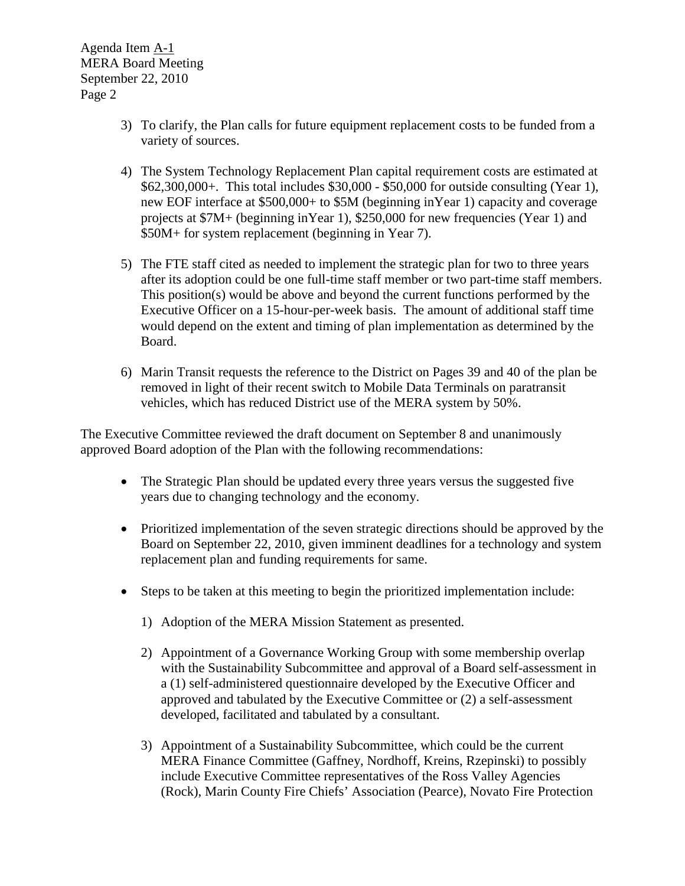3) To clarify, the Plan calls for future equipment replacement costs to be funded from a variety of sources.

4) The System Technology Replacement Plan capital requirement costs are estimated at $62,300,000+. This total includes $30,000 - $50,000 for outside consulting (Year 1), new EOF interface at $500,000+ to $5M (beginning inYear 1) capacity and coverage projects at $7M+ (beginning inYear 1), $250,000 for new frequencies (Year 1) and $50M+ for system replacement (beginning in Year 7).

5) The FTE staff cited as needed to implement the strategic plan for two to three years after its adoption could be one full-time staff member or two part-time staff members. This position(s) would be above and beyond the current functions performed by the Executive Officer on a 15-hour-per-week basis. The amount of additional staff time would depend on the extent and timing of plan implementation as determined by the Board.

6) Marin Transit requests the reference to the District on Pages 39 and 40 of the plan be removed in light of their recent switch to Mobile Data Terminals on paratransit vehicles, which has reduced District use of the MERA system by 50%.

The Executive Committee reviewed the draft document on September 8 and unanimously approved Board adoption of the Plan with the following recommendations:

- The Strategic Plan should be updated every three years versus the suggested five years due to changing technology and the economy.

- Prioritized implementation of the seven strategic directions should be approved by the Board on September 22, 2010, given imminent deadlines for a technology and system replacement plan and funding requirements for same.

- Steps to be taken at this meeting to begin the prioritized implementation include:

  1) Adoption of the MERA Mission Statement as presented.

  2) Appointment of a Governance Working Group with some membership overlap with the Sustainability Subcommittee and approval of a Board self-assessment in a (1) self-administered questionnaire developed by the Executive Officer and approved and tabulated by the Executive Committee or (2) a self-assessment developed, facilitated and tabulated by a consultant.

  3) Appointment of a Sustainability Subcommittee, which could be the current MERA Finance Committee (Gaffney, Nordhoff, Kreins, Rzepinski) to possibly include Executive Committee representatives of the Ross Valley Agencies (Rock), Marin County Fire Chiefs' Association (Pearce), Novato Fire Protection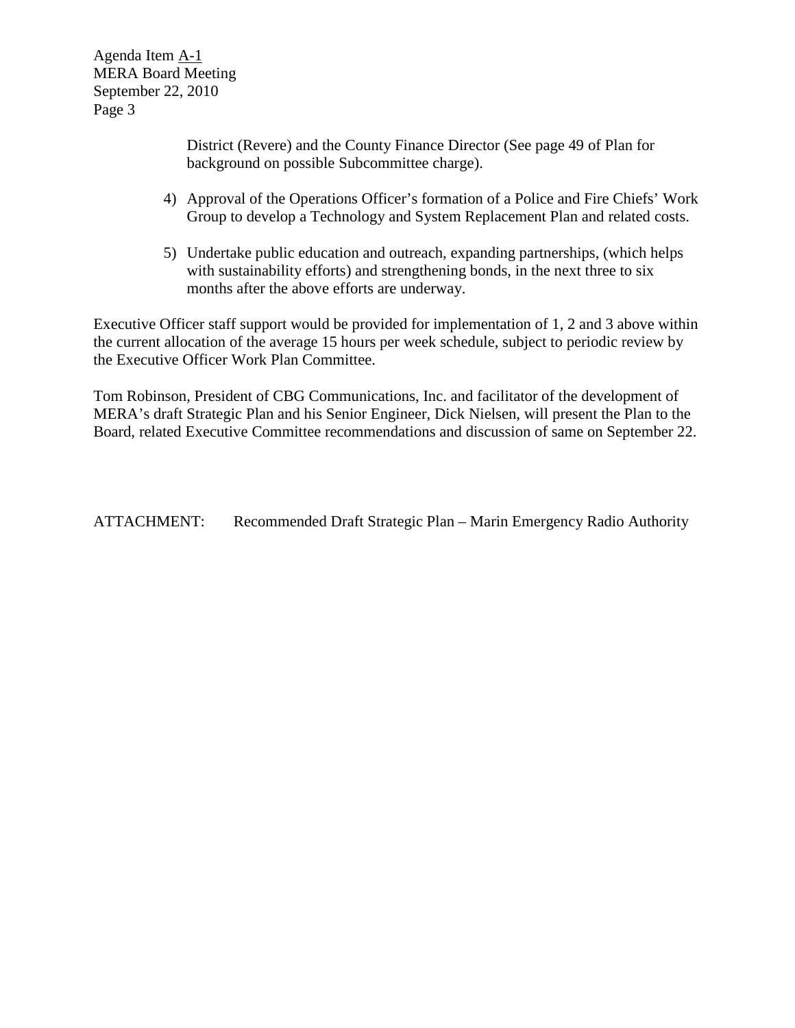District (Revere) and the County Finance Director (See page 49 of Plan for background on possible Subcommittee charge).

4) Approval of the Operations Officer's formation of a Police and Fire Chiefs' Work Group to develop a Technology and System Replacement Plan and related costs.

5) Undertake public education and outreach, expanding partnerships, (which helps with sustainability efforts) and strengthening bonds, in the next three to six months after the above efforts are underway.

Executive Officer staff support would be provided for implementation of 1, 2 and 3 above within the current allocation of the average 15 hours per week schedule, subject to periodic review by the Executive Officer Work Plan Committee.

Tom Robinson, President of CBG Communications, Inc. and facilitator of the development of MERA's draft Strategic Plan and his Senior Engineer, Dick Nielsen, will present the Plan to the Board, related Executive Committee recommendations and discussion of same on September 22.

ATTACHMENT: Recommended Draft Strategic Plan – Marin Emergency Radio Authority